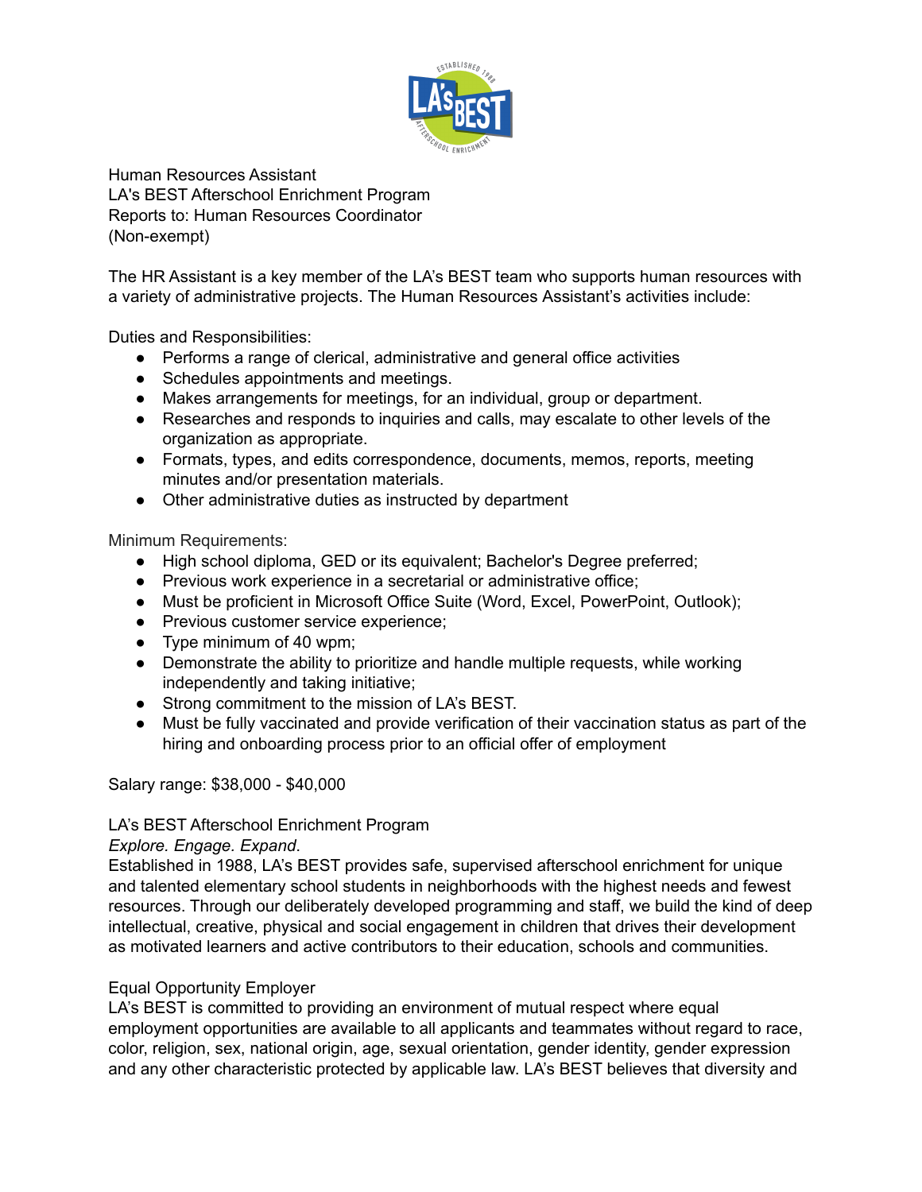Human Resources Assistant
LA's BEST Afterschool Enrichment Program
Reports to: Human Resources Coordinator
(Non-exempt)

The HR Assistant is a key member of the LA's BEST team who supports human resources with a variety of administrative projects. The Human Resources Assistant's activities include:

Duties and Responsibilities:

- Performs a range of clerical, administrative and general office activities
- Schedules appointments and meetings.
- Makes arrangements for meetings, for an individual, group or department.
- Researches and responds to inquiries and calls, may escalate to other levels of the organization as appropriate.
- Formats, types, and edits correspondence, documents, memos, reports, meeting minutes and/or presentation materials.
- Other administrative duties as instructed by department

Minimum Requirements:

- High school diploma, GED or its equivalent; Bachelor's Degree preferred;
- Previous work experience in a secretarial or administrative office;
- Must be proficient in Microsoft Office Suite (Word, Excel, PowerPoint, Outlook);
- Previous customer service experience;
- Type minimum of 40 wpm;
- Demonstrate the ability to prioritize and handle multiple requests, while working independently and taking initiative;
- Strong commitment to the mission of LA's BEST.
- Must be fully vaccinated and provide verification of their vaccination status as part of the hiring and onboarding process prior to an official offer of employment

Salary range: $38,000 - $40,000

LA's BEST Afterschool Enrichment Program
*Explore. Engage. Expand*.
Established in 1988, LA's BEST provides safe, supervised afterschool enrichment for unique and talented elementary school students in neighborhoods with the highest needs and fewest resources. Through our deliberately developed programming and staff, we build the kind of deep intellectual, creative, physical and social engagement in children that drives their development as motivated learners and active contributors to their education, schools and communities.

Equal Opportunity Employer
LA's BEST is committed to providing an environment of mutual respect where equal employment opportunities are available to all applicants and teammates without regard to race, color, religion, sex, national origin, age, sexual orientation, gender identity, gender expression and any other characteristic protected by applicable law. LA's BEST believes that diversity and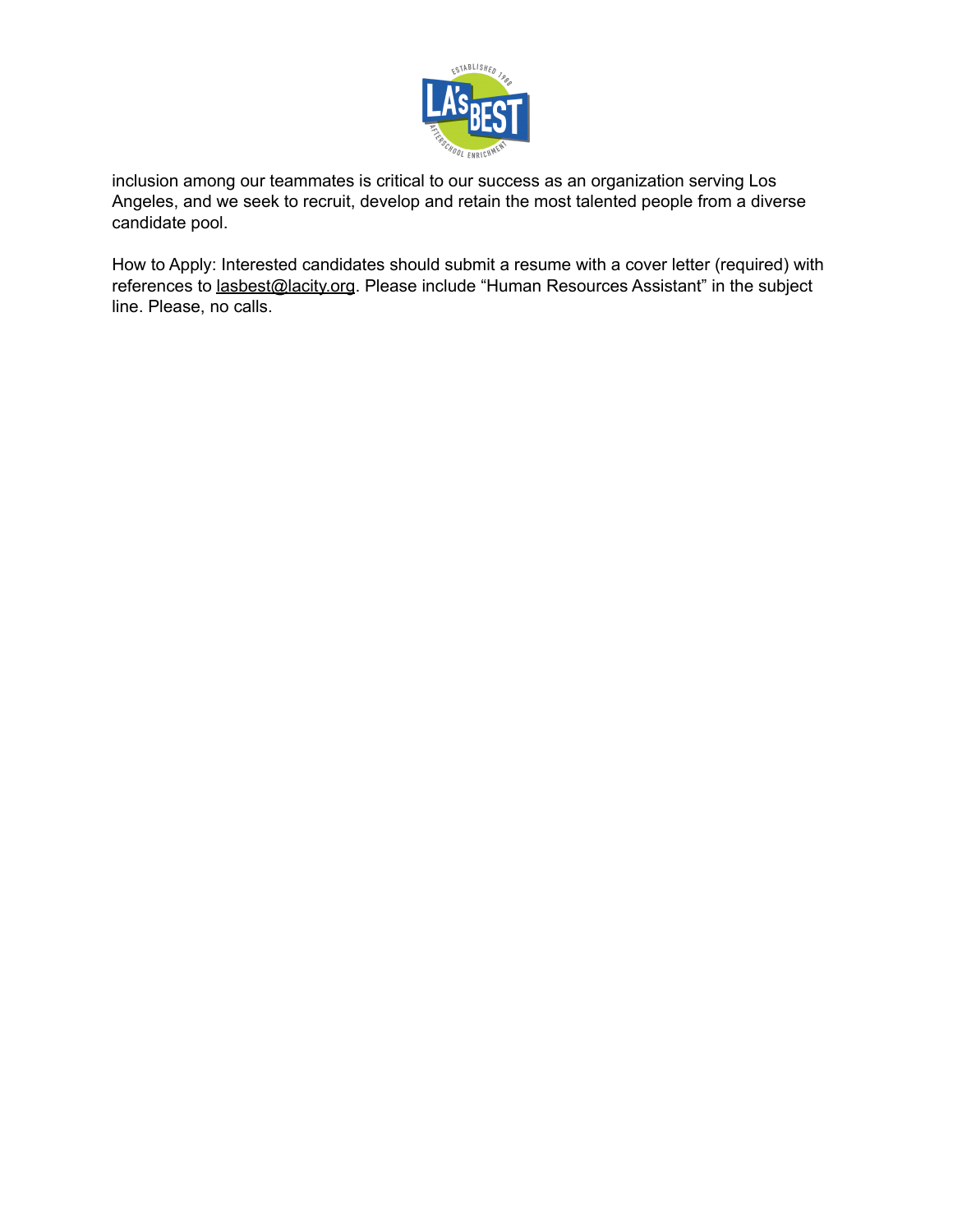inclusion among our teammates is critical to our success as an organization serving Los Angeles, and we seek to recruit, develop and retain the most talented people from a diverse candidate pool.

How to Apply: Interested candidates should submit a resume with a cover letter (required) with references to lasbest@lacity.org. Please include "Human Resources Assistant" in the subject line. Please, no calls.